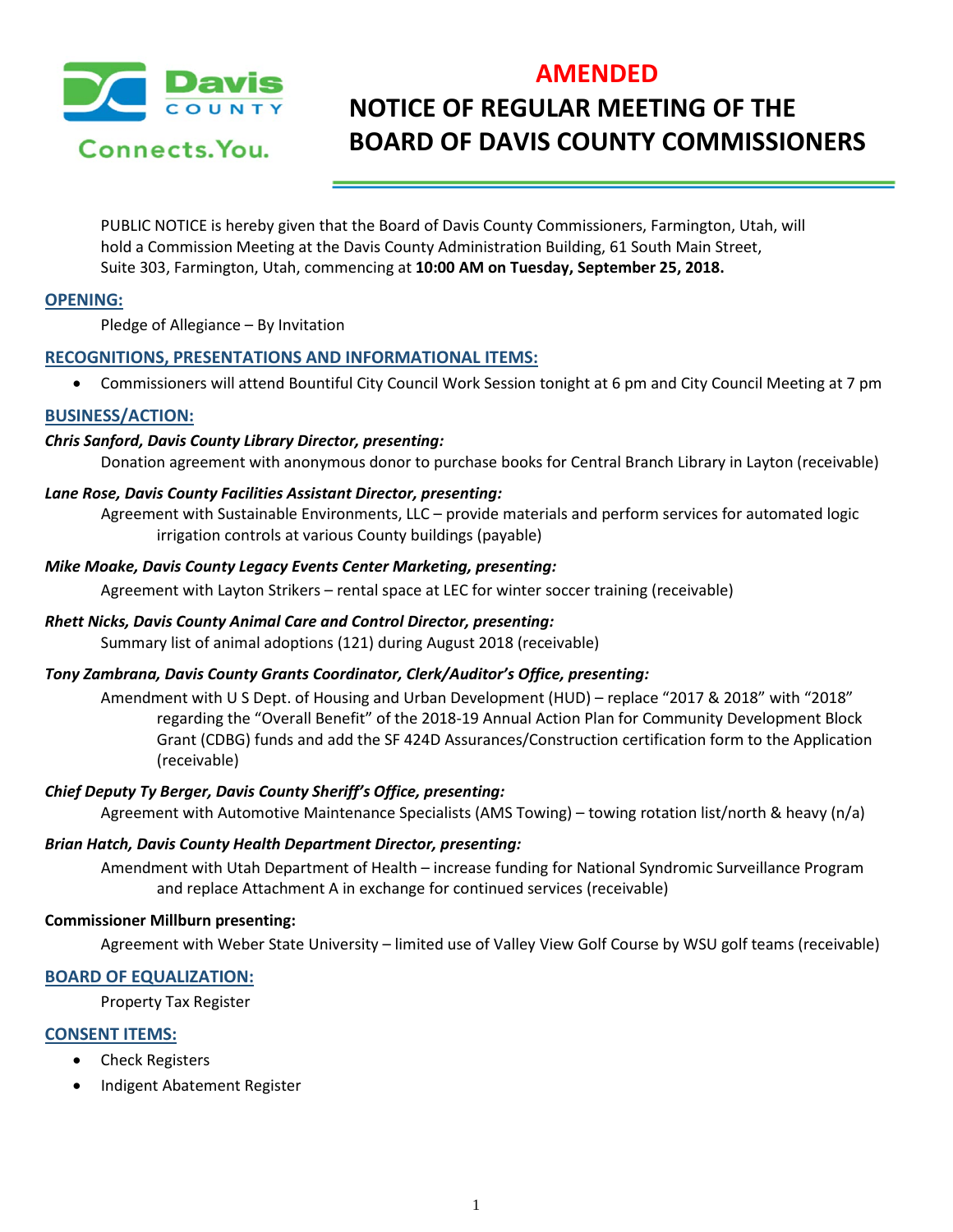# AMENDED

# NOTICE OF REGULAR MEETING OF THE BOARD OF DAVIS COUNTY COMMISSIONERS

PUBLIC NOTICE is hereby given that the Board of Davis County Commissioners, Farmington, Utah, will hold a Commission Meeting at the Davis County Administration Building, 61 South Main Street, Suite 303, Farmington, Utah, commencing at **10:00 AM on Tuesday, September 25, 2018.**

## OPENING:

Pledge of Allegiance – By Invitation

## RECOGNITIONS, PRESENTATIONS AND INFORMATIONAL ITEMS:

- Commissioners will attend Bountiful City Council Work Session tonight at 6 pm and City Council Meeting at 7 pm

## BUSINESS/ACTION:

***Chris Sanford, Davis County Library Director, presenting:***

Donation agreement with anonymous donor to purchase books for Central Branch Library in Layton (receivable)

***Lane Rose, Davis County Facilities Assistant Director, presenting:***

Agreement with Sustainable Environments, LLC – provide materials and perform services for automated logic irrigation controls at various County buildings (payable)

***Mike Moake, Davis County Legacy Events Center Marketing, presenting:***

Agreement with Layton Strikers – rental space at LEC for winter soccer training (receivable)

***Rhett Nicks, Davis County Animal Care and Control Director, presenting:***

Summary list of animal adoptions (121) during August 2018 (receivable)

***Tony Zambrana, Davis County Grants Coordinator, Clerk/Auditor's Office, presenting:***

Amendment with U S Dept. of Housing and Urban Development (HUD) – replace "2017 & 2018" with "2018" regarding the "Overall Benefit" of the 2018-19 Annual Action Plan for Community Development Block Grant (CDBG) funds and add the SF 424D Assurances/Construction certification form to the Application (receivable)

***Chief Deputy Ty Berger, Davis County Sheriff's Office, presenting:***

Agreement with Automotive Maintenance Specialists (AMS Towing) – towing rotation list/north & heavy (n/a)

***Brian Hatch, Davis County Health Department Director, presenting:***

Amendment with Utah Department of Health – increase funding for National Syndromic Surveillance Program and replace Attachment A in exchange for continued services (receivable)

**Commissioner Millburn presenting:**

Agreement with Weber State University – limited use of Valley View Golf Course by WSU golf teams (receivable)

## BOARD OF EQUALIZATION:

Property Tax Register

## CONSENT ITEMS:

- Check Registers
- Indigent Abatement Register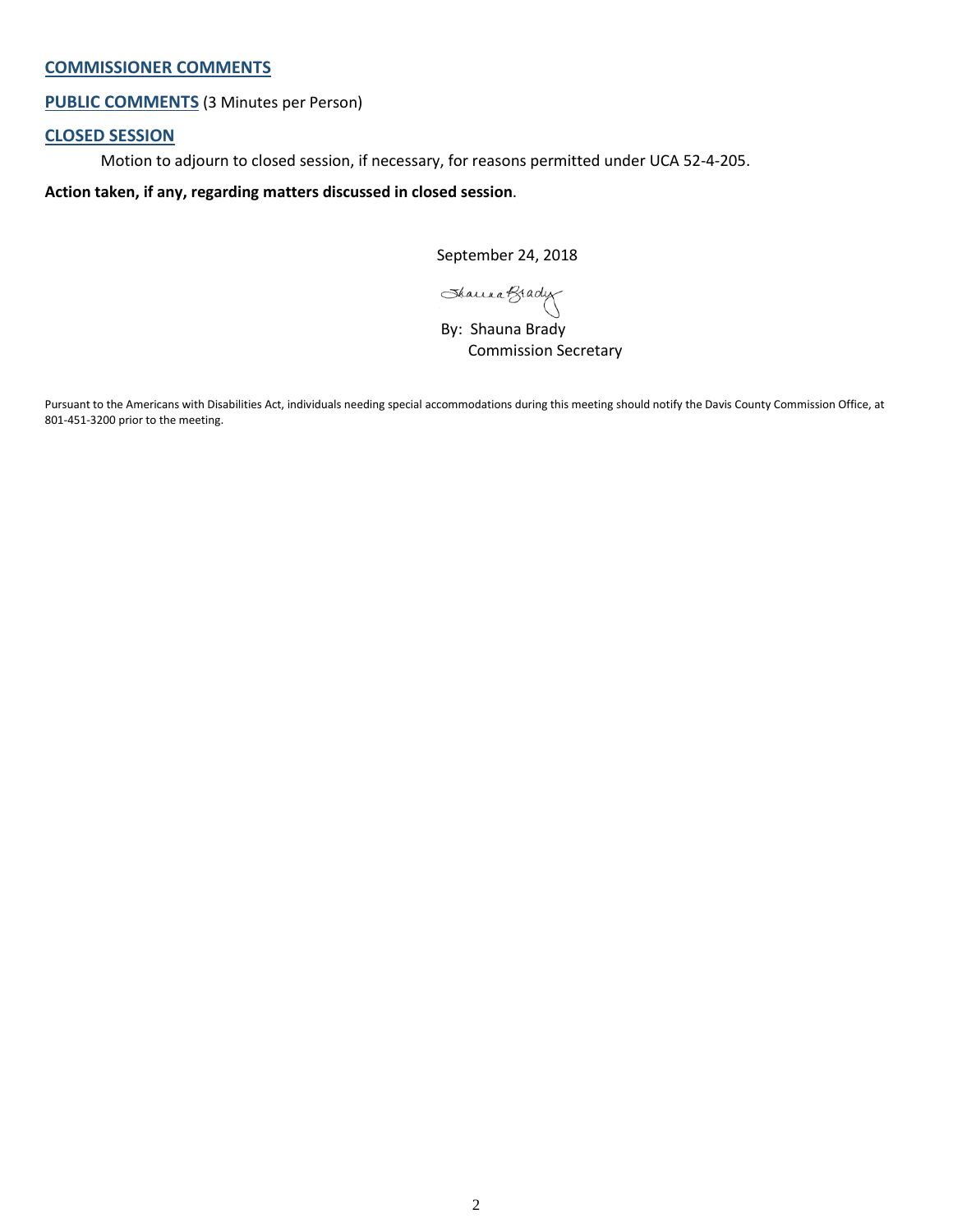## COMMISSIONER COMMENTS

## PUBLIC COMMENTS (3 Minutes per Person)

## CLOSED SESSION

Motion to adjourn to closed session, if necessary, for reasons permitted under UCA 52-4-205.

**Action taken, if any, regarding matters discussed in closed session**.

September 24, 2018

Shauna Brady

By: Shauna Brady
Commission Secretary

Pursuant to the Americans with Disabilities Act, individuals needing special accommodations during this meeting should notify the Davis County Commission Office, at 801-451-3200 prior to the meeting.